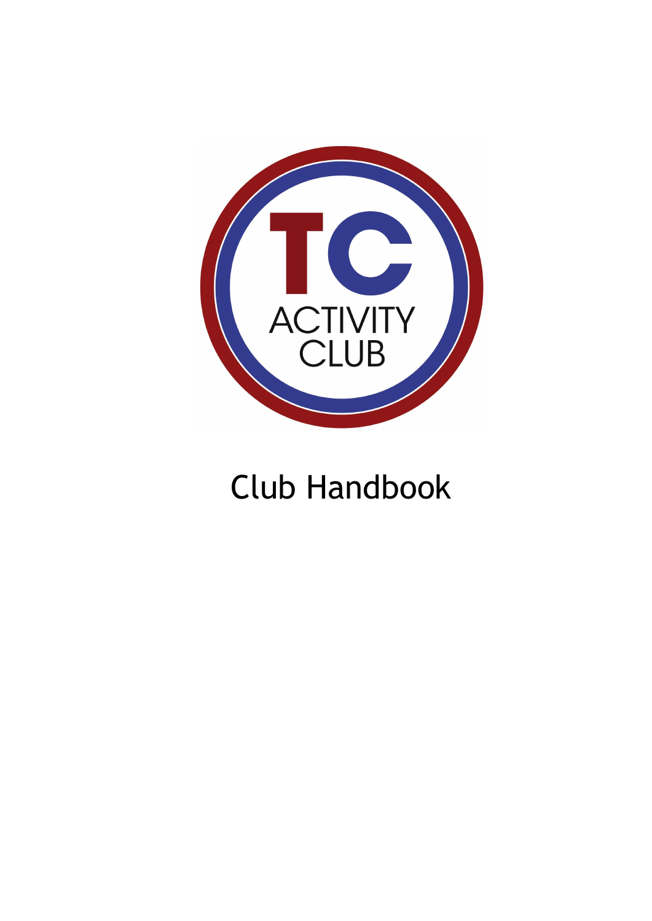TC ACTIVITY CLUB

# Club Handbook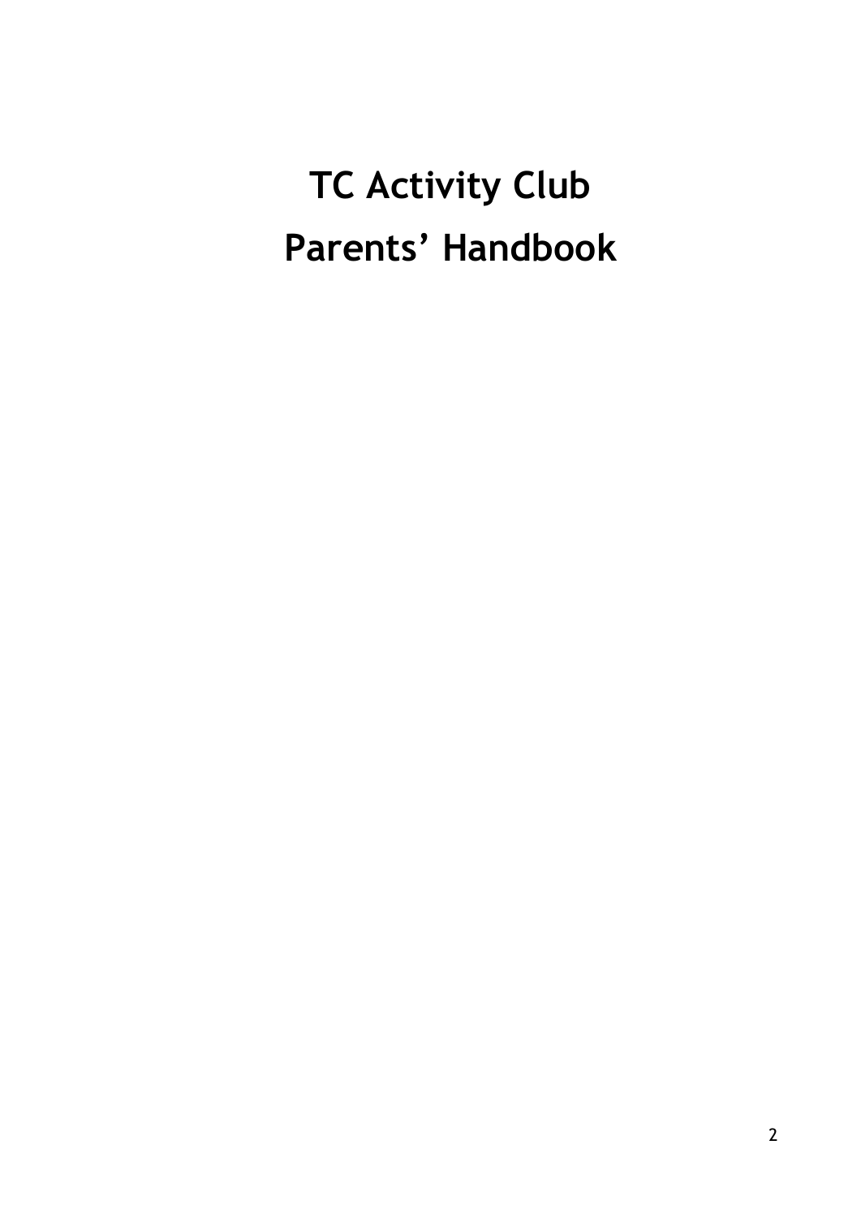# TC Activity Club
# Parents' Handbook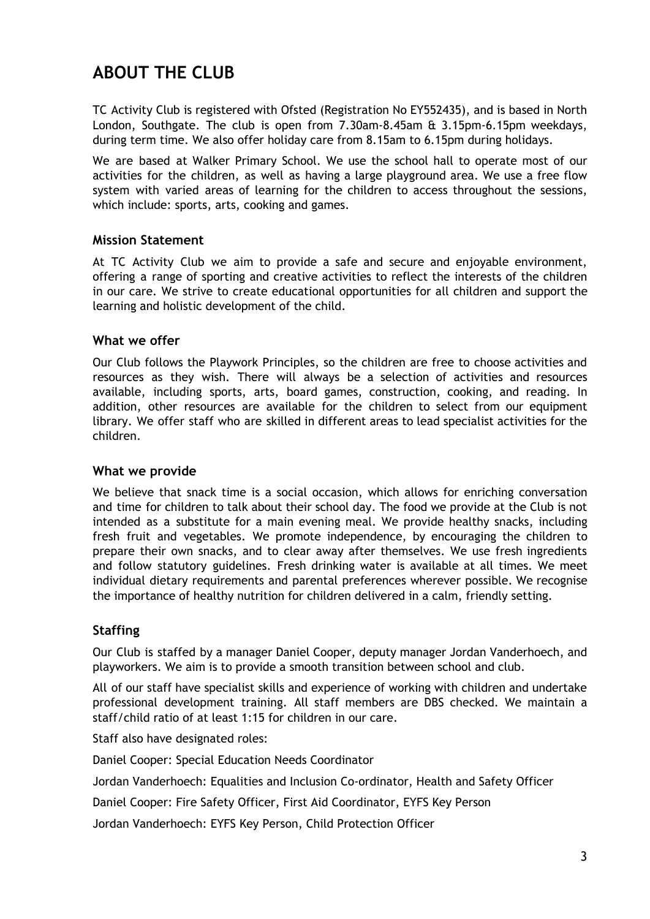# ABOUT THE CLUB

TC Activity Club is registered with Ofsted (Registration No EY552435), and is based in North London, Southgate. The club is open from 7.30am-8.45am & 3.15pm-6.15pm weekdays, during term time. We also offer holiday care from 8.15am to 6.15pm during holidays.

We are based at Walker Primary School. We use the school hall to operate most of our activities for the children, as well as having a large playground area. We use a free flow system with varied areas of learning for the children to access throughout the sessions, which include: sports, arts, cooking and games.

### Mission Statement

At TC Activity Club we aim to provide a safe and secure and enjoyable environment, offering a range of sporting and creative activities to reflect the interests of the children in our care. We strive to create educational opportunities for all children and support the learning and holistic development of the child.

### What we offer

Our Club follows the Playwork Principles, so the children are free to choose activities and resources as they wish. There will always be a selection of activities and resources available, including sports, arts, board games, construction, cooking, and reading. In addition, other resources are available for the children to select from our equipment library. We offer staff who are skilled in different areas to lead specialist activities for the children.

### What we provide

We believe that snack time is a social occasion, which allows for enriching conversation and time for children to talk about their school day. The food we provide at the Club is not intended as a substitute for a main evening meal. We provide healthy snacks, including fresh fruit and vegetables. We promote independence, by encouraging the children to prepare their own snacks, and to clear away after themselves. We use fresh ingredients and follow statutory guidelines. Fresh drinking water is available at all times. We meet individual dietary requirements and parental preferences wherever possible. We recognise the importance of healthy nutrition for children delivered in a calm, friendly setting.

### Staffing

Our Club is staffed by a manager Daniel Cooper, deputy manager Jordan Vanderhoech, and playworkers. We aim is to provide a smooth transition between school and club.

All of our staff have specialist skills and experience of working with children and undertake professional development training. All staff members are DBS checked. We maintain a staff/child ratio of at least 1:15 for children in our care.

Staff also have designated roles:

Daniel Cooper: Special Education Needs Coordinator

Jordan Vanderhoech: Equalities and Inclusion Co-ordinator, Health and Safety Officer

Daniel Cooper: Fire Safety Officer, First Aid Coordinator, EYFS Key Person

Jordan Vanderhoech: EYFS Key Person, Child Protection Officer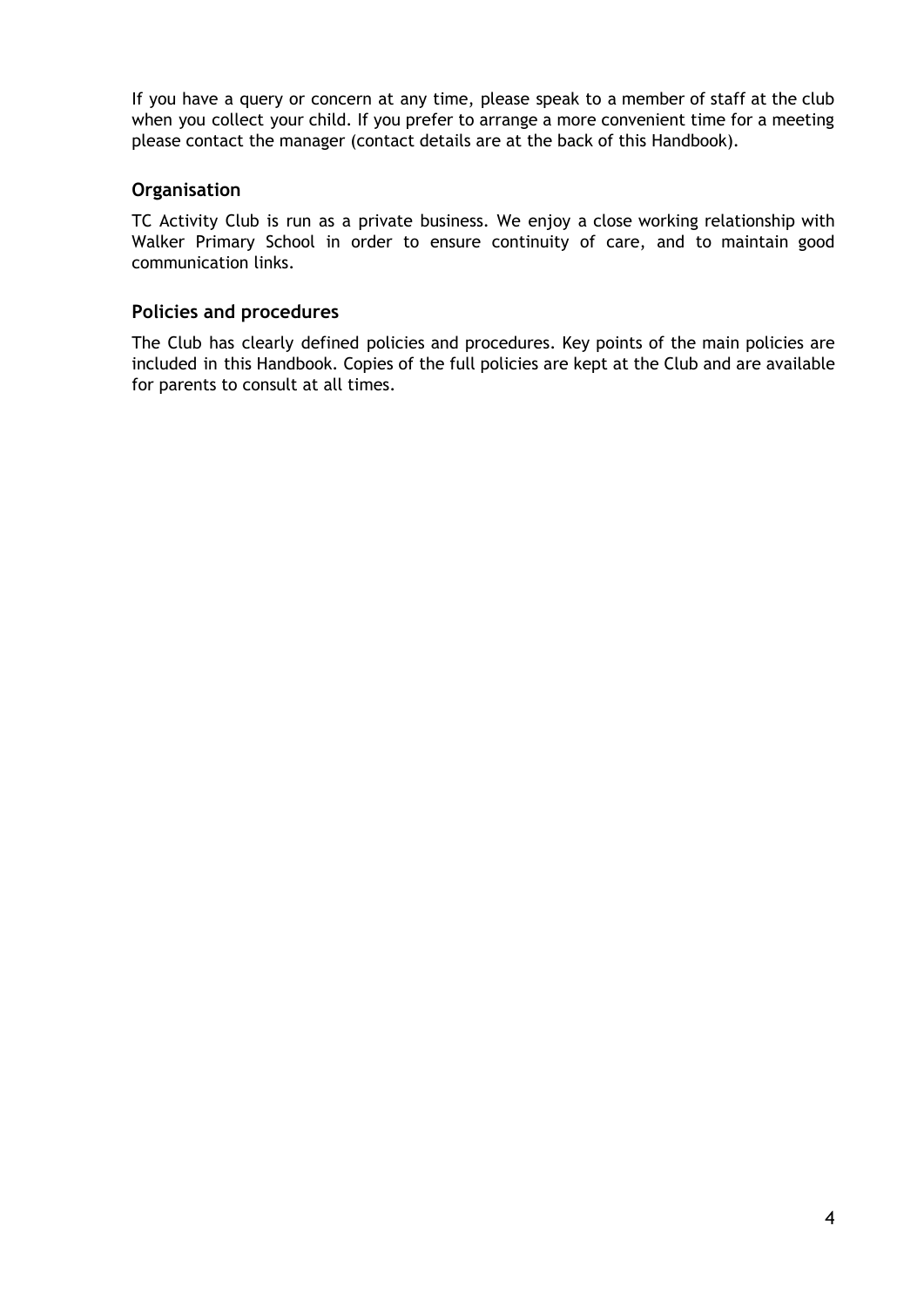If you have a query or concern at any time, please speak to a member of staff at the club when you collect your child. If you prefer to arrange a more convenient time for a meeting please contact the manager (contact details are at the back of this Handbook).

## Organisation

TC Activity Club is run as a private business. We enjoy a close working relationship with Walker Primary School in order to ensure continuity of care, and to maintain good communication links.

## Policies and procedures

The Club has clearly defined policies and procedures. Key points of the main policies are included in this Handbook. Copies of the full policies are kept at the Club and are available for parents to consult at all times.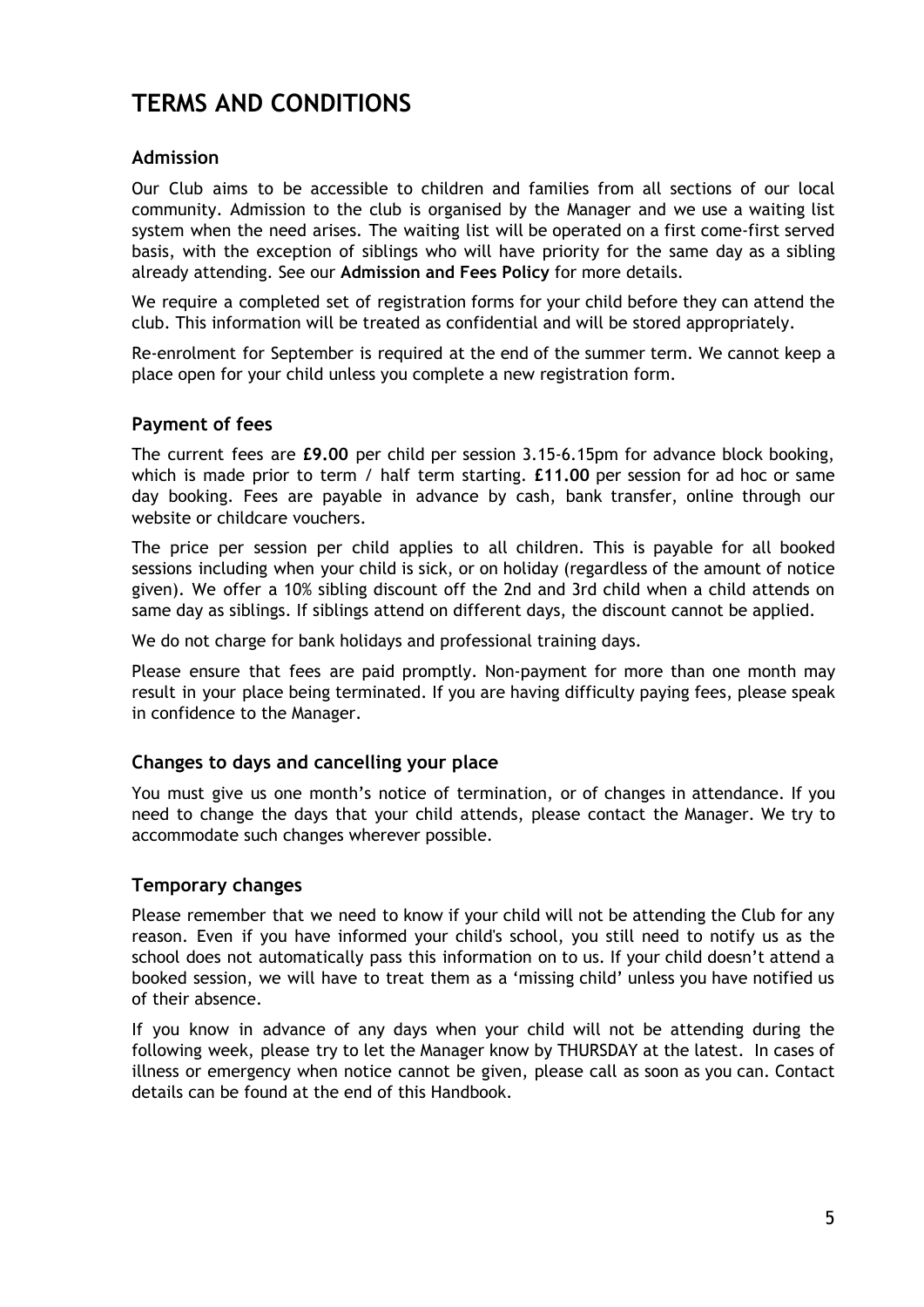# TERMS AND CONDITIONS

### Admission

Our Club aims to be accessible to children and families from all sections of our local community. Admission to the club is organised by the Manager and we use a waiting list system when the need arises. The waiting list will be operated on a first come-first served basis, with the exception of siblings who will have priority for the same day as a sibling already attending. See our **Admission and Fees Policy** for more details.

We require a completed set of registration forms for your child before they can attend the club. This information will be treated as confidential and will be stored appropriately.

Re-enrolment for September is required at the end of the summer term. We cannot keep a place open for your child unless you complete a new registration form.

### Payment of fees

The current fees are **£9.00** per child per session 3.15-6.15pm for advance block booking, which is made prior to term / half term starting. **£11.00** per session for ad hoc or same day booking. Fees are payable in advance by cash, bank transfer, online through our website or childcare vouchers.

The price per session per child applies to all children. This is payable for all booked sessions including when your child is sick, or on holiday (regardless of the amount of notice given). We offer a 10% sibling discount off the 2nd and 3rd child when a child attends on same day as siblings. If siblings attend on different days, the discount cannot be applied.

We do not charge for bank holidays and professional training days.

Please ensure that fees are paid promptly. Non-payment for more than one month may result in your place being terminated. If you are having difficulty paying fees, please speak in confidence to the Manager.

### Changes to days and cancelling your place

You must give us one month's notice of termination, or of changes in attendance. If you need to change the days that your child attends, please contact the Manager. We try to accommodate such changes wherever possible.

### Temporary changes

Please remember that we need to know if your child will not be attending the Club for any reason. Even if you have informed your child's school, you still need to notify us as the school does not automatically pass this information on to us. If your child doesn't attend a booked session, we will have to treat them as a 'missing child' unless you have notified us of their absence.

If you know in advance of any days when your child will not be attending during the following week, please try to let the Manager know by THURSDAY at the latest. In cases of illness or emergency when notice cannot be given, please call as soon as you can. Contact details can be found at the end of this Handbook.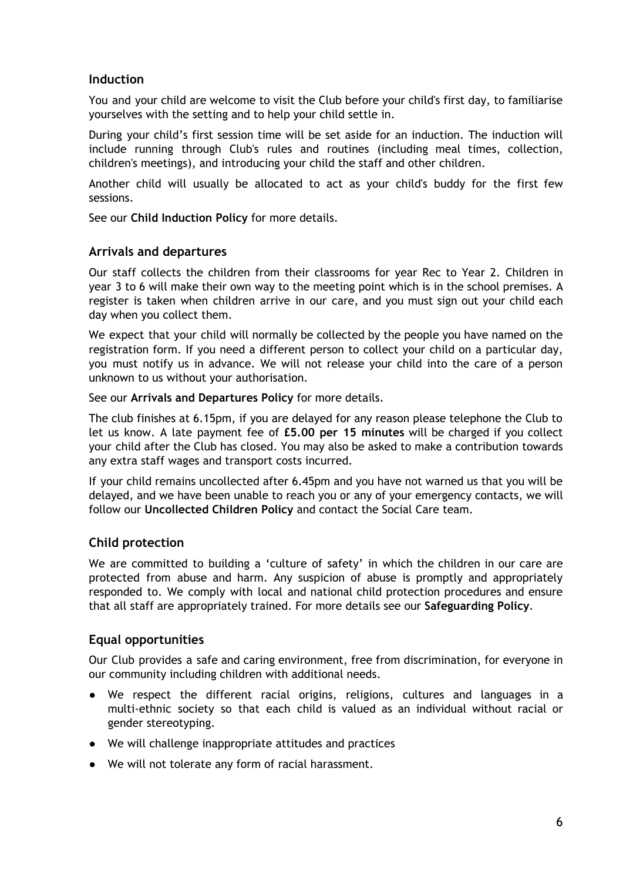### Induction

You and your child are welcome to visit the Club before your child's first day, to familiarise yourselves with the setting and to help your child settle in.

During your child's first session time will be set aside for an induction. The induction will include running through Club's rules and routines (including meal times, collection, children's meetings), and introducing your child the staff and other children.

Another child will usually be allocated to act as your child's buddy for the first few sessions.

See our **Child Induction Policy** for more details.

### Arrivals and departures

Our staff collects the children from their classrooms for year Rec to Year 2. Children in year 3 to 6 will make their own way to the meeting point which is in the school premises. A register is taken when children arrive in our care, and you must sign out your child each day when you collect them.

We expect that your child will normally be collected by the people you have named on the registration form. If you need a different person to collect your child on a particular day, you must notify us in advance. We will not release your child into the care of a person unknown to us without your authorisation.

See our **Arrivals and Departures Policy** for more details.

The club finishes at 6.15pm, if you are delayed for any reason please telephone the Club to let us know. A late payment fee of **£5.00 per 15 minutes** will be charged if you collect your child after the Club has closed. You may also be asked to make a contribution towards any extra staff wages and transport costs incurred.

If your child remains uncollected after 6.45pm and you have not warned us that you will be delayed, and we have been unable to reach you or any of your emergency contacts, we will follow our **Uncollected Children Policy** and contact the Social Care team.

### Child protection

We are committed to building a 'culture of safety' in which the children in our care are protected from abuse and harm. Any suspicion of abuse is promptly and appropriately responded to. We comply with local and national child protection procedures and ensure that all staff are appropriately trained. For more details see our **Safeguarding Policy**.

### Equal opportunities

Our Club provides a safe and caring environment, free from discrimination, for everyone in our community including children with additional needs.

- We respect the different racial origins, religions, cultures and languages in a multi-ethnic society so that each child is valued as an individual without racial or gender stereotyping.
- We will challenge inappropriate attitudes and practices
- We will not tolerate any form of racial harassment.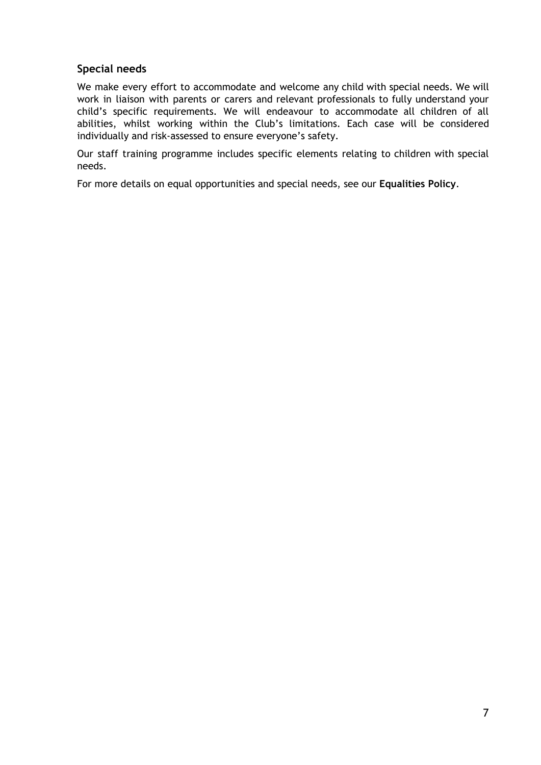## Special needs

We make every effort to accommodate and welcome any child with special needs. We will work in liaison with parents or carers and relevant professionals to fully understand your child's specific requirements. We will endeavour to accommodate all children of all abilities, whilst working within the Club's limitations. Each case will be considered individually and risk-assessed to ensure everyone's safety.

Our staff training programme includes specific elements relating to children with special needs.

For more details on equal opportunities and special needs, see our **Equalities Policy**.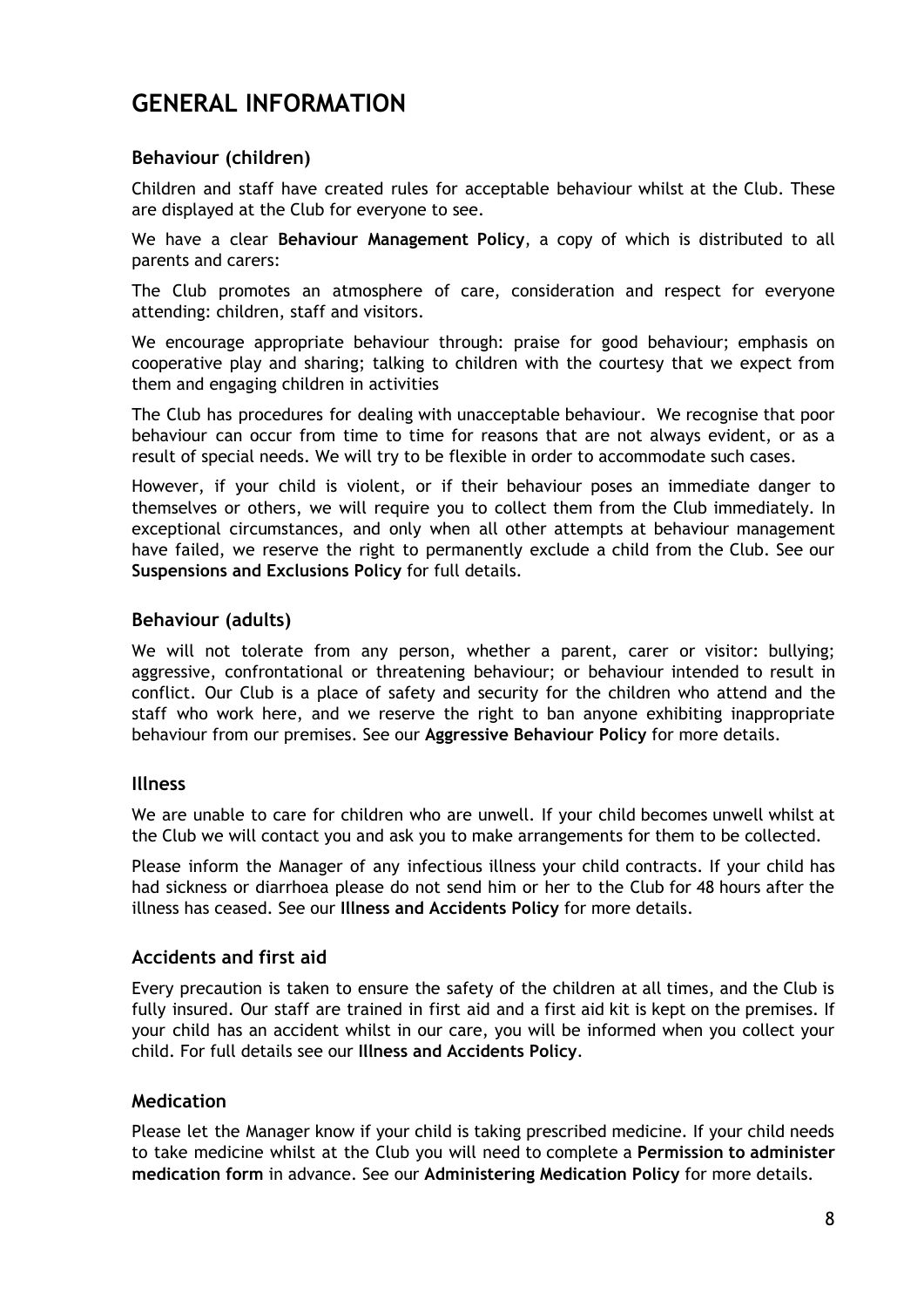# GENERAL INFORMATION

### Behaviour (children)

Children and staff have created rules for acceptable behaviour whilst at the Club. These are displayed at the Club for everyone to see.

We have a clear **Behaviour Management Policy**, a copy of which is distributed to all parents and carers:

The Club promotes an atmosphere of care, consideration and respect for everyone attending: children, staff and visitors.

We encourage appropriate behaviour through: praise for good behaviour; emphasis on cooperative play and sharing; talking to children with the courtesy that we expect from them and engaging children in activities

The Club has procedures for dealing with unacceptable behaviour. We recognise that poor behaviour can occur from time to time for reasons that are not always evident, or as a result of special needs. We will try to be flexible in order to accommodate such cases.

However, if your child is violent, or if their behaviour poses an immediate danger to themselves or others, we will require you to collect them from the Club immediately. In exceptional circumstances, and only when all other attempts at behaviour management have failed, we reserve the right to permanently exclude a child from the Club. See our **Suspensions and Exclusions Policy** for full details.

### Behaviour (adults)

We will not tolerate from any person, whether a parent, carer or visitor: bullying; aggressive, confrontational or threatening behaviour; or behaviour intended to result in conflict. Our Club is a place of safety and security for the children who attend and the staff who work here, and we reserve the right to ban anyone exhibiting inappropriate behaviour from our premises. See our **Aggressive Behaviour Policy** for more details.

### Illness

We are unable to care for children who are unwell. If your child becomes unwell whilst at the Club we will contact you and ask you to make arrangements for them to be collected.

Please inform the Manager of any infectious illness your child contracts. If your child has had sickness or diarrhoea please do not send him or her to the Club for 48 hours after the illness has ceased. See our **Illness and Accidents Policy** for more details.

### Accidents and first aid

Every precaution is taken to ensure the safety of the children at all times, and the Club is fully insured. Our staff are trained in first aid and a first aid kit is kept on the premises. If your child has an accident whilst in our care, you will be informed when you collect your child. For full details see our **Illness and Accidents Policy**.

### Medication

Please let the Manager know if your child is taking prescribed medicine. If your child needs to take medicine whilst at the Club you will need to complete a **Permission to administer medication form** in advance. See our **Administering Medication Policy** for more details.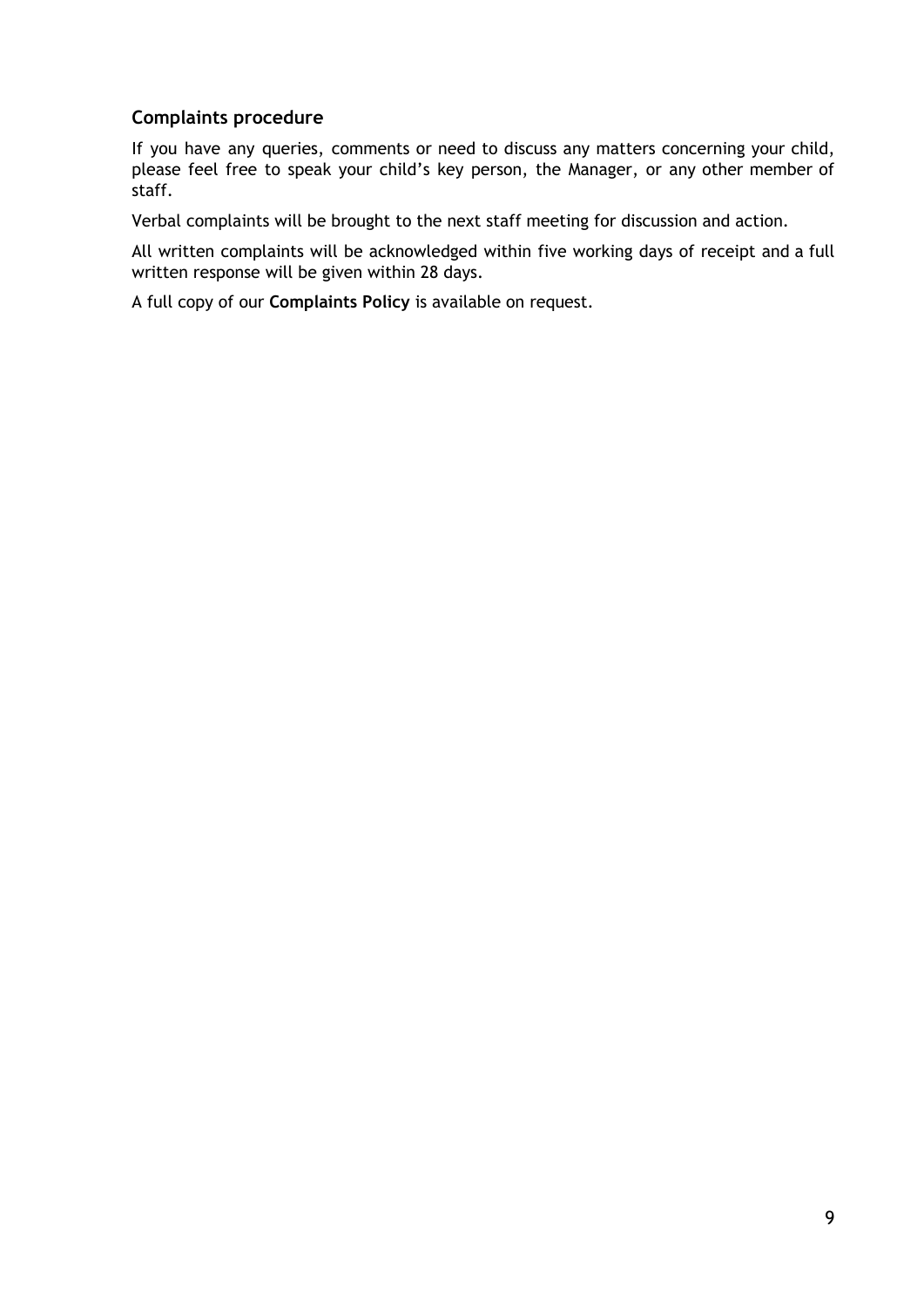## Complaints procedure

If you have any queries, comments or need to discuss any matters concerning your child, please feel free to speak your child's key person, the Manager, or any other member of staff.

Verbal complaints will be brought to the next staff meeting for discussion and action.

All written complaints will be acknowledged within five working days of receipt and a full written response will be given within 28 days.

A full copy of our **Complaints Policy** is available on request.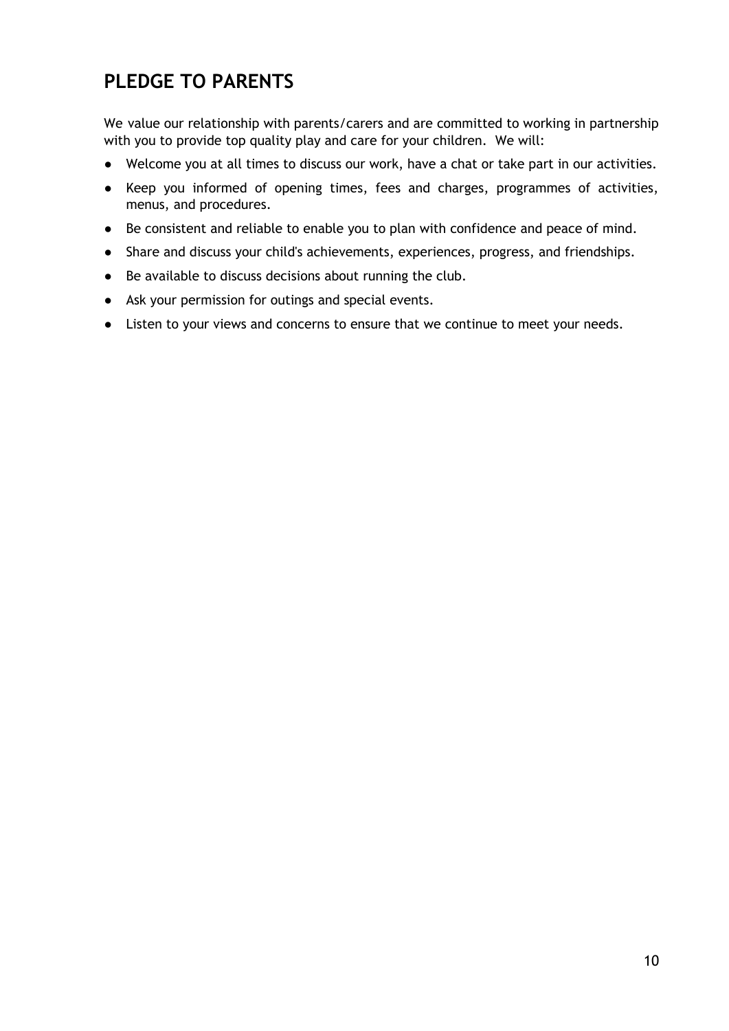## PLEDGE TO PARENTS

We value our relationship with parents/carers and are committed to working in partnership with you to provide top quality play and care for your children. We will:

- Welcome you at all times to discuss our work, have a chat or take part in our activities.
- Keep you informed of opening times, fees and charges, programmes of activities, menus, and procedures.
- Be consistent and reliable to enable you to plan with confidence and peace of mind.
- Share and discuss your child's achievements, experiences, progress, and friendships.
- Be available to discuss decisions about running the club.
- Ask your permission for outings and special events.
- Listen to your views and concerns to ensure that we continue to meet your needs.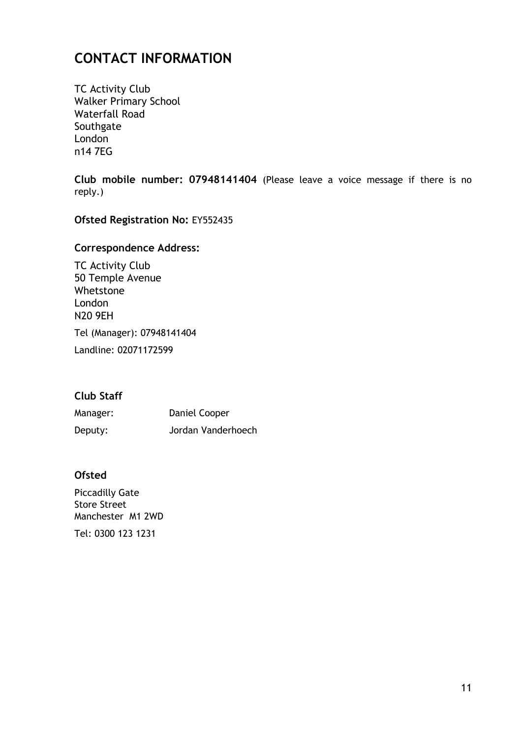# CONTACT INFORMATION

TC Activity Club
Walker Primary School
Waterfall Road
Southgate
London
n14 7EG

**Club mobile number: 07948141404** (Please leave a voice message if there is no reply.)

**Ofsted Registration No:** EY552435

### Correspondence Address:

TC Activity Club
50 Temple Avenue
Whetstone
London
N20 9EH

Tel (Manager): 07948141404

Landline: 02071172599

### Club Staff

| | |
|---|---|
| Manager: | Daniel Cooper |
| Deputy: | Jordan Vanderhoech |

### Ofsted

Piccadilly Gate
Store Street
Manchester M1 2WD

Tel: 0300 123 1231